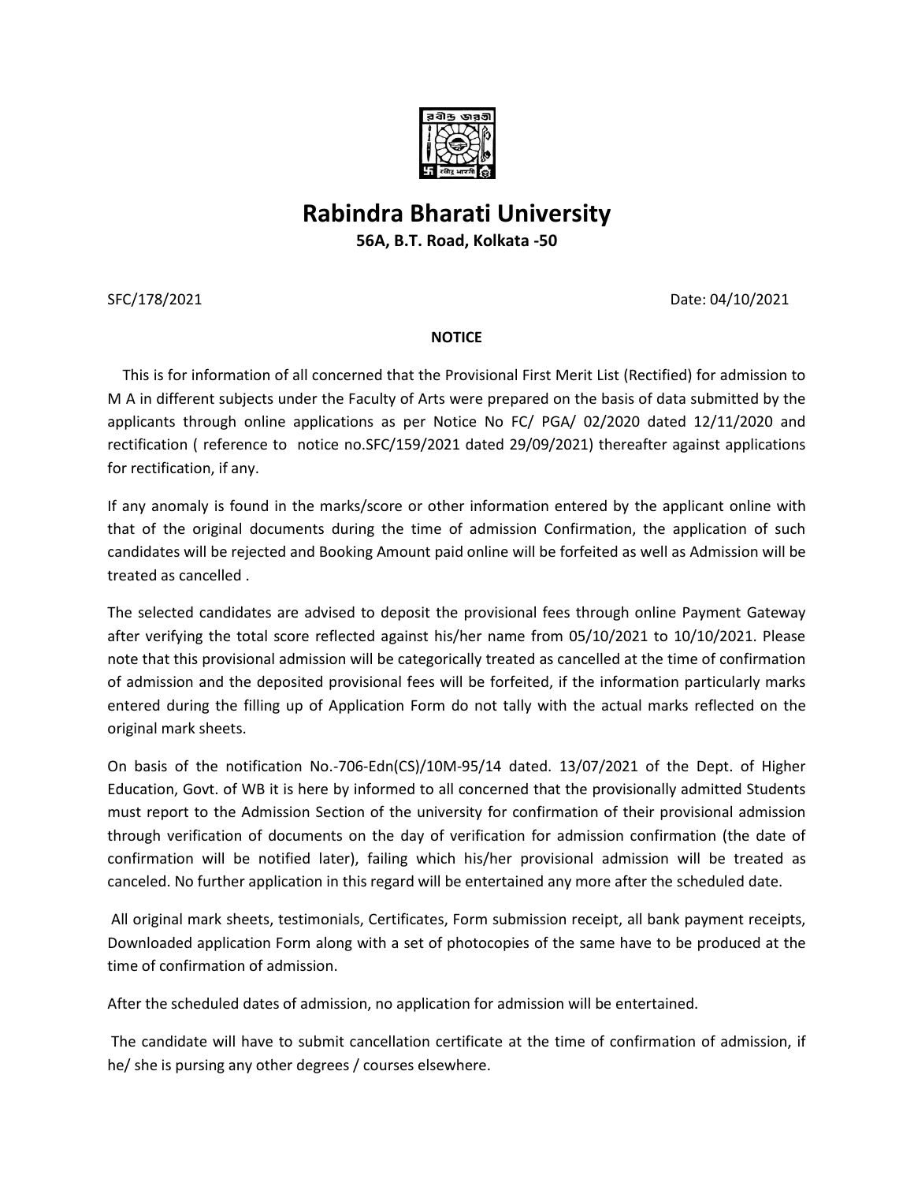# Rabindra Bharati University

**56A, B.T. Road, Kolkata -50**

SFC/178/2021 Date: 04/10/2021

**NOTICE**

This is for information of all concerned that the Provisional First Merit List (Rectified) for admission to M A in different subjects under the Faculty of Arts were prepared on the basis of data submitted by the applicants through online applications as per Notice No FC/ PGA/ 02/2020 dated 12/11/2020 and rectification ( reference to notice no.SFC/159/2021 dated 29/09/2021) thereafter against applications for rectification, if any.

If any anomaly is found in the marks/score or other information entered by the applicant online with that of the original documents during the time of admission Confirmation, the application of such candidates will be rejected and Booking Amount paid online will be forfeited as well as Admission will be treated as cancelled .

The selected candidates are advised to deposit the provisional fees through online Payment Gateway after verifying the total score reflected against his/her name from 05/10/2021 to 10/10/2021. Please note that this provisional admission will be categorically treated as cancelled at the time of confirmation of admission and the deposited provisional fees will be forfeited, if the information particularly marks entered during the filling up of Application Form do not tally with the actual marks reflected on the original mark sheets.

On basis of the notification No.-706-Edn(CS)/10M-95/14 dated. 13/07/2021 of the Dept. of Higher Education, Govt. of WB it is here by informed to all concerned that the provisionally admitted Students must report to the Admission Section of the university for confirmation of their provisional admission through verification of documents on the day of verification for admission confirmation (the date of confirmation will be notified later), failing which his/her provisional admission will be treated as canceled. No further application in this regard will be entertained any more after the scheduled date.

All original mark sheets, testimonials, Certificates, Form submission receipt, all bank payment receipts, Downloaded application Form along with a set of photocopies of the same have to be produced at the time of confirmation of admission.

After the scheduled dates of admission, no application for admission will be entertained.

The candidate will have to submit cancellation certificate at the time of confirmation of admission, if he/ she is pursing any other degrees / courses elsewhere.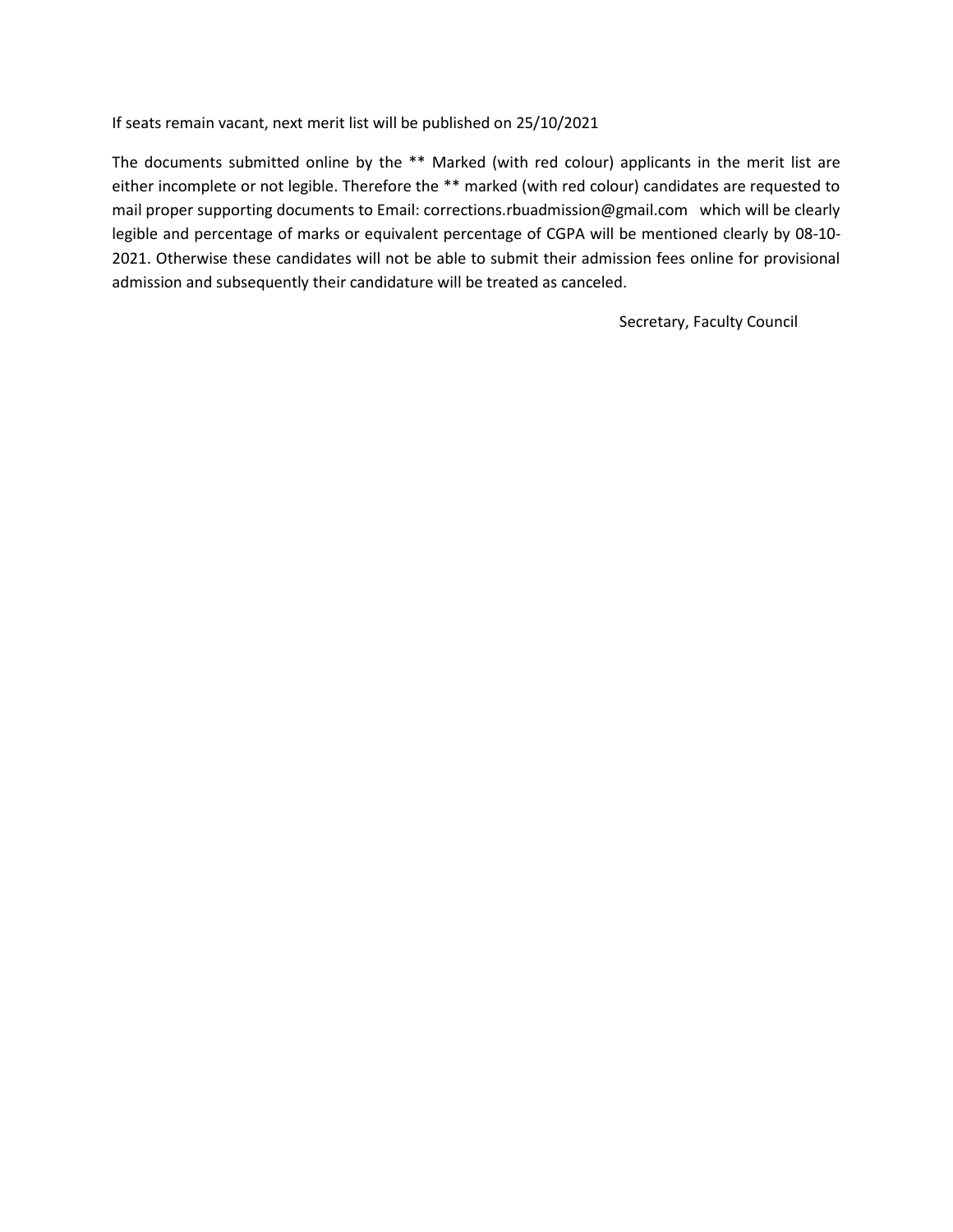If seats remain vacant, next merit list will be published on 25/10/2021

The documents submitted online by the ** Marked (with red colour) applicants in the merit list are either incomplete or not legible. Therefore the ** marked (with red colour) candidates are requested to mail proper supporting documents to Email: corrections.rbuadmission@gmail.com which will be clearly legible and percentage of marks or equivalent percentage of CGPA will be mentioned clearly by 08-10-2021. Otherwise these candidates will not be able to submit their admission fees online for provisional admission and subsequently their candidature will be treated as canceled.

Secretary, Faculty Council